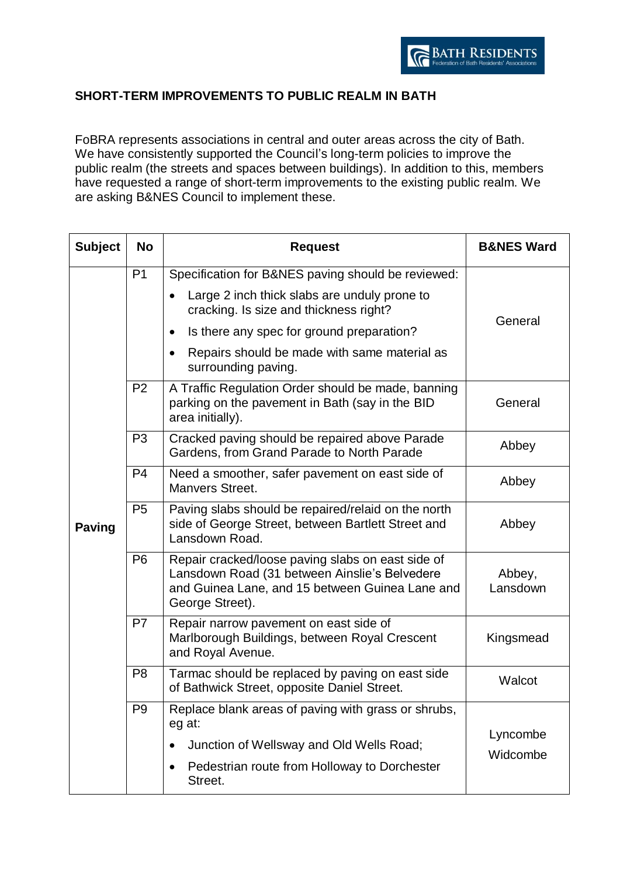## SHORT-TERM IMPROVEMENTS TO PUBLIC REALM IN BATH

FoBRA represents associations in central and outer areas across the city of Bath. We have consistently supported the Council's long-term policies to improve the public realm (the streets and spaces between buildings). In addition to this, members have requested a range of short-term improvements to the existing public realm. We are asking B&NES Council to implement these.

| Subject | No | Request | B&NES Ward |
|---|---|---|---|
| Paving | P1 | Specification for B&NES paving should be reviewed:<br>• Large 2 inch thick slabs are unduly prone to cracking. Is size and thickness right?<br>• Is there any spec for ground preparation?<br>• Repairs should be made with same material as surrounding paving. | General |
| | P2 | A Traffic Regulation Order should be made, banning parking on the pavement in Bath (say in the BID area initially). | General |
| | P3 | Cracked paving should be repaired above Parade Gardens, from Grand Parade to North Parade | Abbey |
| | P4 | Need a smoother, safer pavement on east side of Manvers Street. | Abbey |
| | P5 | Paving slabs should be repaired/relaid on the north side of George Street, between Bartlett Street and Lansdown Road. | Abbey |
| | P6 | Repair cracked/loose paving slabs on east side of Lansdown Road (31 between Ainslie's Belvedere and Guinea Lane, and 15 between Guinea Lane and George Street). | Abbey, Lansdown |
| | P7 | Repair narrow pavement on east side of Marlborough Buildings, between Royal Crescent and Royal Avenue. | Kingsmead |
| | P8 | Tarmac should be replaced by paving on east side of Bathwick Street, opposite Daniel Street. | Walcot |
| | P9 | Replace blank areas of paving with grass or shrubs, eg at:<br>• Junction of Wellsway and Old Wells Road;<br>• Pedestrian route from Holloway to Dorchester Street. | Lyncombe<br>Widcombe |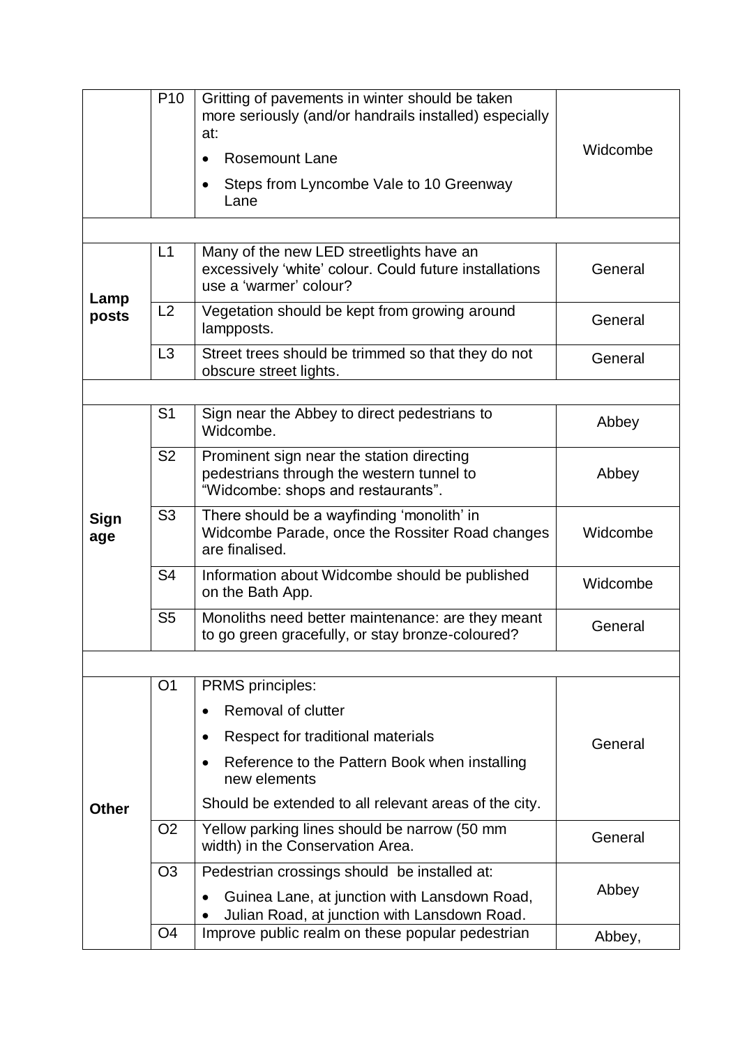| | | | |
|---|---|---|---|
| | P10 | Gritting of pavements in winter should be taken more seriously (and/or handrails installed) especially at:<br>• Rosemount Lane<br>• Steps from Lyncombe Vale to 10 Greenway Lane | Widcombe |
| | | | |
| **Lamp posts** | L1 | Many of the new LED streetlights have an excessively 'white' colour. Could future installations use a 'warmer' colour? | General |
| | L2 | Vegetation should be kept from growing around lampposts. | General |
| | L3 | Street trees should be trimmed so that they do not obscure street lights. | General |
| | | | |
| **Sign age** | S1 | Sign near the Abbey to direct pedestrians to Widcombe. | Abbey |
| | S2 | Prominent sign near the station directing pedestrians through the western tunnel to "Widcombe: shops and restaurants". | Abbey |
| | S3 | There should be a wayfinding 'monolith' in Widcombe Parade, once the Rossiter Road changes are finalised. | Widcombe |
| | S4 | Information about Widcombe should be published on the Bath App. | Widcombe |
| | S5 | Monoliths need better maintenance: are they meant to go green gracefully, or stay bronze-coloured? | General |
| | | | |
| **Other** | O1 | PRMS principles:<br>• Removal of clutter<br>• Respect for traditional materials<br>• Reference to the Pattern Book when installing new elements<br>Should be extended to all relevant areas of the city. | General |
| | O2 | Yellow parking lines should be narrow (50 mm width) in the Conservation Area. | General |
| | O3 | Pedestrian crossings should be installed at:<br>• Guinea Lane, at junction with Lansdown Road,<br>• Julian Road, at junction with Lansdown Road. | Abbey |
| | O4 | Improve public realm on these popular pedestrian | Abbey, |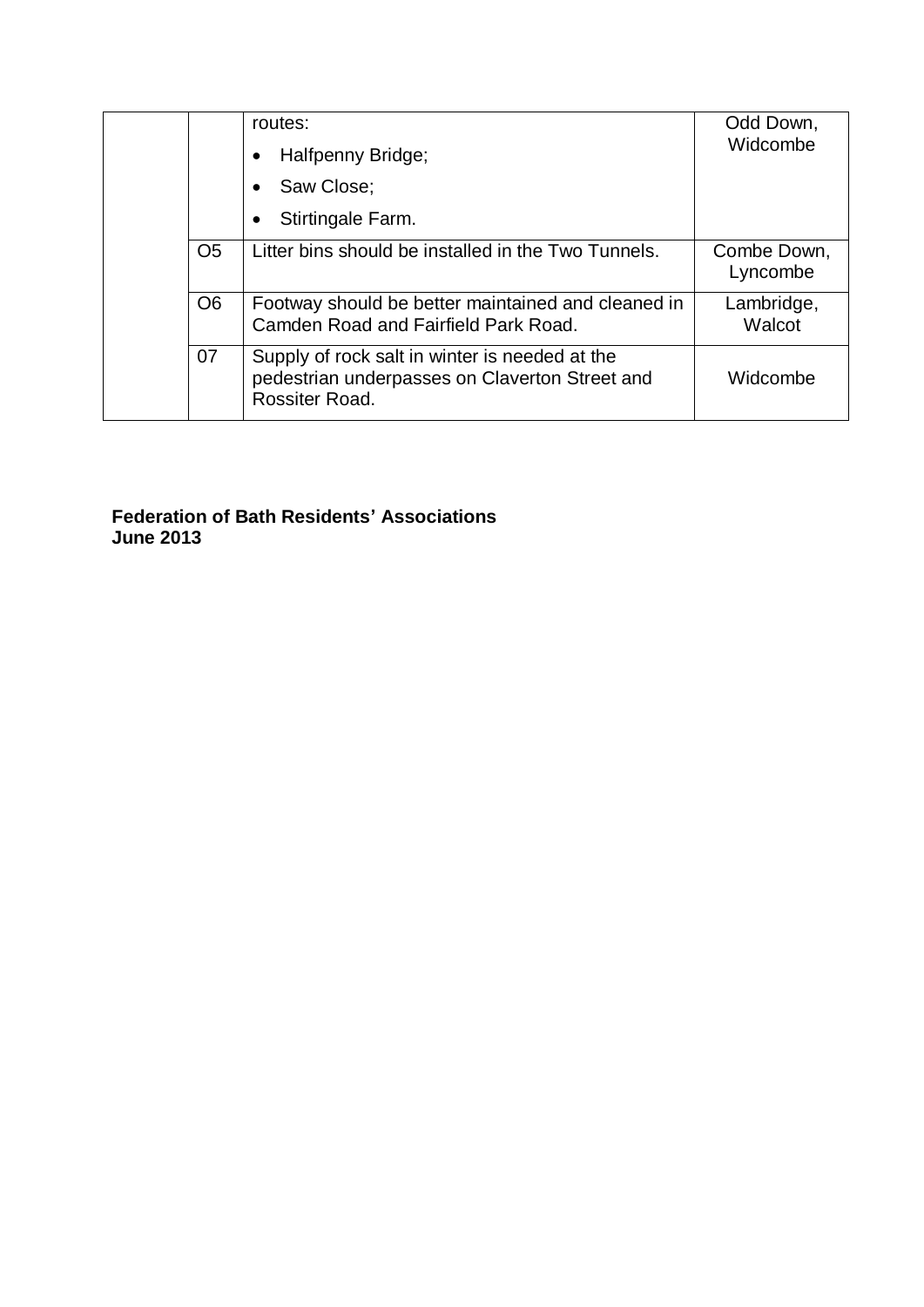| | | | |
|---|---|---|---|
| | | routes:<br>• Halfpenny Bridge;<br>• Saw Close;<br>• Stirtingale Farm. | Odd Down, Widcombe |
| | O5 | Litter bins should be installed in the Two Tunnels. | Combe Down, Lyncombe |
| | O6 | Footway should be better maintained and cleaned in Camden Road and Fairfield Park Road. | Lambridge, Walcot |
| | 07 | Supply of rock salt in winter is needed at the pedestrian underpasses on Claverton Street and Rossiter Road. | Widcombe |

**Federation of Bath Residents' Associations**
**June 2013**